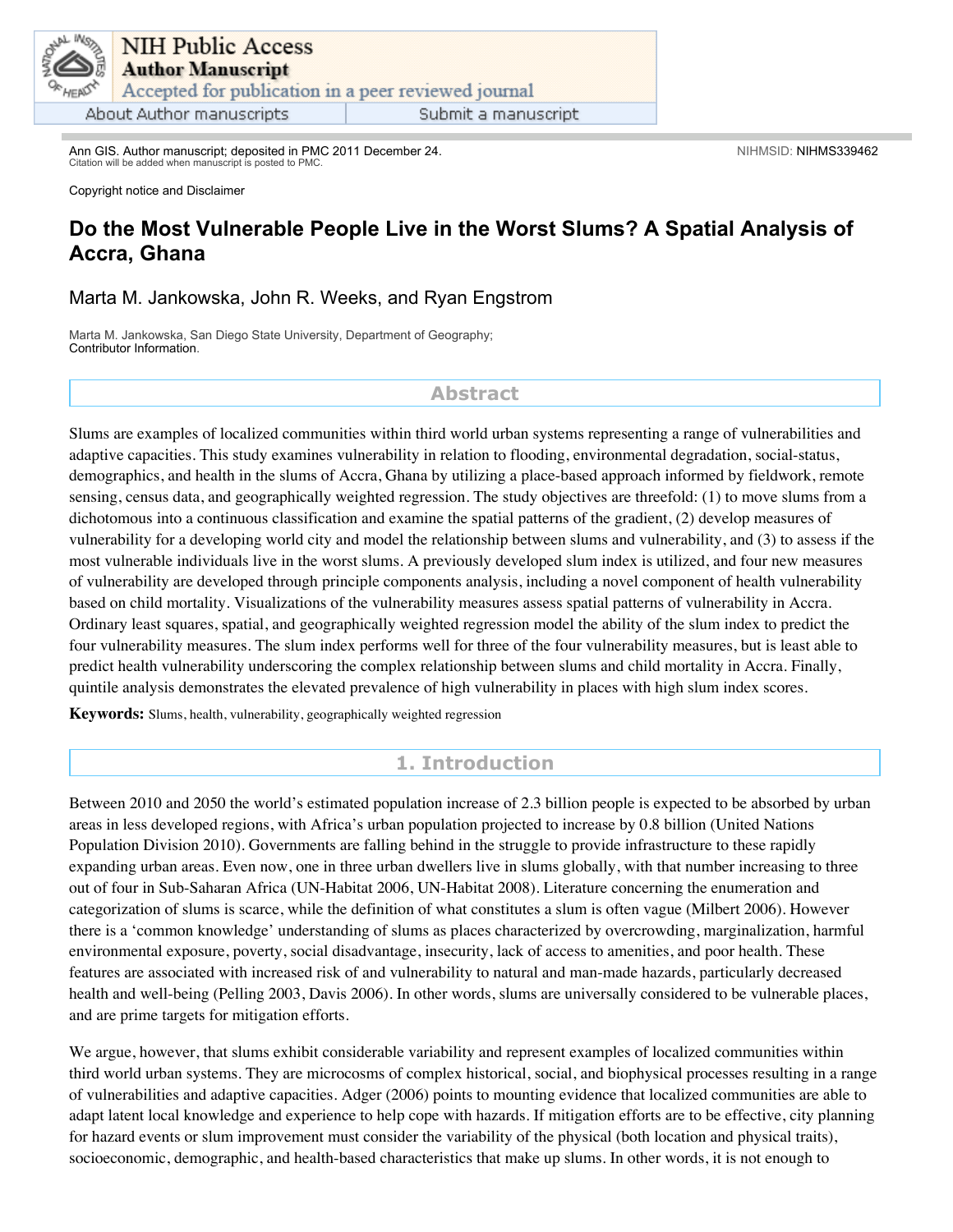Ann GIS. Author manuscript; deposited in PMC 2011 December 24.

Citation will be added when manuscript is posted to PMC.

NIHMSID: NIHMS339462

Copyright notice and Disclaimer

# Do the Most Vulnerable People Live in the Worst Slums? A Spatial Analysis of Accra, Ghana

Marta M. Jankowska, John R. Weeks, and Ryan Engstrom

Marta M. Jankowska, San Diego State University, Department of Geography;
Contributor Information.

## Abstract

Slums are examples of localized communities within third world urban systems representing a range of vulnerabilities and adaptive capacities. This study examines vulnerability in relation to flooding, environmental degradation, social-status, demographics, and health in the slums of Accra, Ghana by utilizing a place-based approach informed by fieldwork, remote sensing, census data, and geographically weighted regression. The study objectives are threefold: (1) to move slums from a dichotomous into a continuous classification and examine the spatial patterns of the gradient, (2) develop measures of vulnerability for a developing world city and model the relationship between slums and vulnerability, and (3) to assess if the most vulnerable individuals live in the worst slums. A previously developed slum index is utilized, and four new measures of vulnerability are developed through principle components analysis, including a novel component of health vulnerability based on child mortality. Visualizations of the vulnerability measures assess spatial patterns of vulnerability in Accra. Ordinary least squares, spatial, and geographically weighted regression model the ability of the slum index to predict the four vulnerability measures. The slum index performs well for three of the four vulnerability measures, but is least able to predict health vulnerability underscoring the complex relationship between slums and child mortality in Accra. Finally, quintile analysis demonstrates the elevated prevalence of high vulnerability in places with high slum index scores.

**Keywords:** Slums, health, vulnerability, geographically weighted regression

## 1. Introduction

Between 2010 and 2050 the world's estimated population increase of 2.3 billion people is expected to be absorbed by urban areas in less developed regions, with Africa's urban population projected to increase by 0.8 billion (United Nations Population Division 2010). Governments are falling behind in the struggle to provide infrastructure to these rapidly expanding urban areas. Even now, one in three urban dwellers live in slums globally, with that number increasing to three out of four in Sub-Saharan Africa (UN-Habitat 2006, UN-Habitat 2008). Literature concerning the enumeration and categorization of slums is scarce, while the definition of what constitutes a slum is often vague (Milbert 2006). However there is a 'common knowledge' understanding of slums as places characterized by overcrowding, marginalization, harmful environmental exposure, poverty, social disadvantage, insecurity, lack of access to amenities, and poor health. These features are associated with increased risk of and vulnerability to natural and man-made hazards, particularly decreased health and well-being (Pelling 2003, Davis 2006). In other words, slums are universally considered to be vulnerable places, and are prime targets for mitigation efforts.

We argue, however, that slums exhibit considerable variability and represent examples of localized communities within third world urban systems. They are microcosms of complex historical, social, and biophysical processes resulting in a range of vulnerabilities and adaptive capacities. Adger (2006) points to mounting evidence that localized communities are able to adapt latent local knowledge and experience to help cope with hazards. If mitigation efforts are to be effective, city planning for hazard events or slum improvement must consider the variability of the physical (both location and physical traits), socioeconomic, demographic, and health-based characteristics that make up slums. In other words, it is not enough to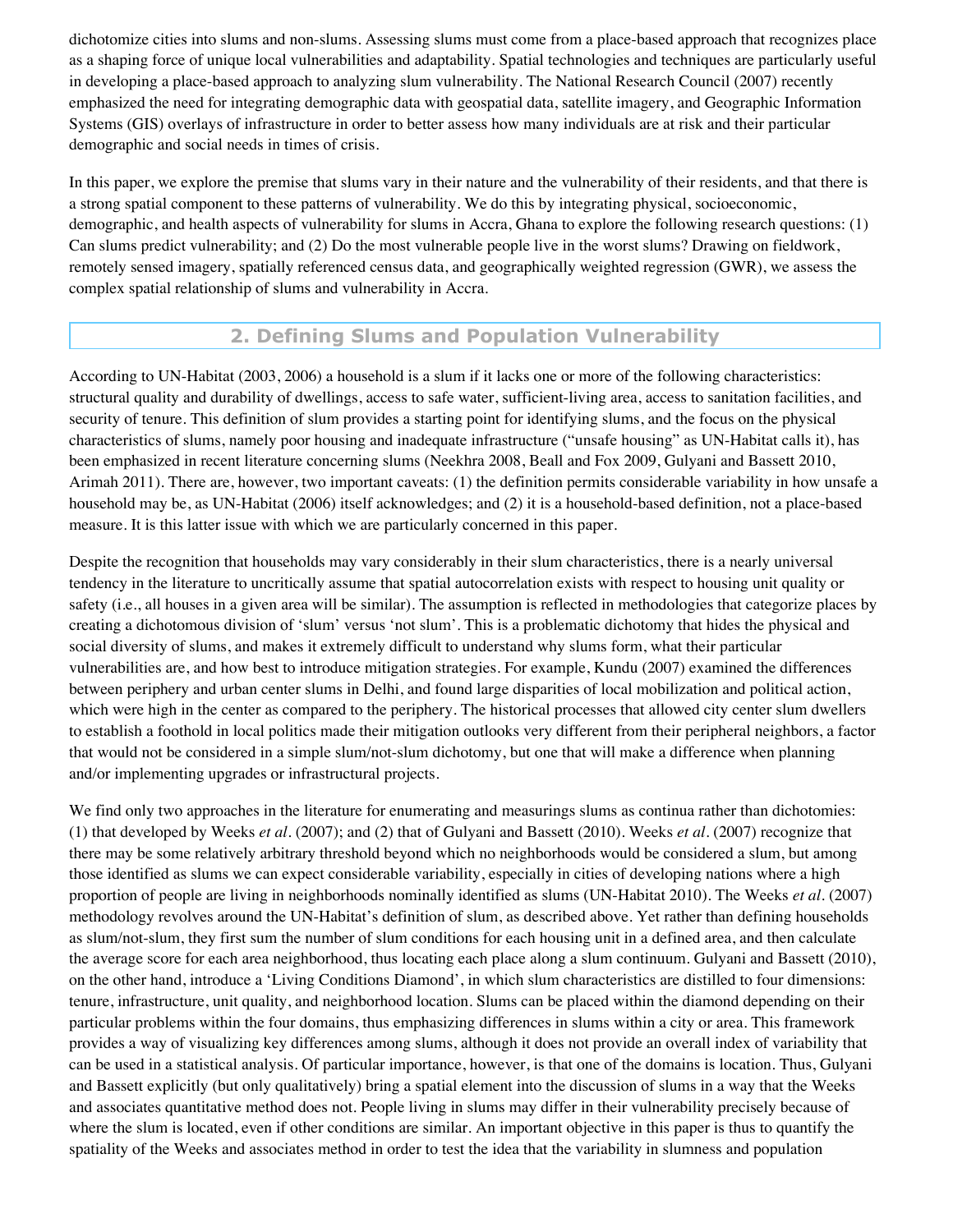dichotomize cities into slums and non-slums. Assessing slums must come from a place-based approach that recognizes place as a shaping force of unique local vulnerabilities and adaptability. Spatial technologies and techniques are particularly useful in developing a place-based approach to analyzing slum vulnerability. The National Research Council (2007) recently emphasized the need for integrating demographic data with geospatial data, satellite imagery, and Geographic Information Systems (GIS) overlays of infrastructure in order to better assess how many individuals are at risk and their particular demographic and social needs in times of crisis.

In this paper, we explore the premise that slums vary in their nature and the vulnerability of their residents, and that there is a strong spatial component to these patterns of vulnerability. We do this by integrating physical, socioeconomic, demographic, and health aspects of vulnerability for slums in Accra, Ghana to explore the following research questions: (1) Can slums predict vulnerability; and (2) Do the most vulnerable people live in the worst slums? Drawing on fieldwork, remotely sensed imagery, spatially referenced census data, and geographically weighted regression (GWR), we assess the complex spatial relationship of slums and vulnerability in Accra.

## 2. Defining Slums and Population Vulnerability

According to UN-Habitat (2003, 2006) a household is a slum if it lacks one or more of the following characteristics: structural quality and durability of dwellings, access to safe water, sufficient-living area, access to sanitation facilities, and security of tenure. This definition of slum provides a starting point for identifying slums, and the focus on the physical characteristics of slums, namely poor housing and inadequate infrastructure ("unsafe housing" as UN-Habitat calls it), has been emphasized in recent literature concerning slums (Neekhra 2008, Beall and Fox 2009, Gulyani and Bassett 2010, Arimah 2011). There are, however, two important caveats: (1) the definition permits considerable variability in how unsafe a household may be, as UN-Habitat (2006) itself acknowledges; and (2) it is a household-based definition, not a place-based measure. It is this latter issue with which we are particularly concerned in this paper.

Despite the recognition that households may vary considerably in their slum characteristics, there is a nearly universal tendency in the literature to uncritically assume that spatial autocorrelation exists with respect to housing unit quality or safety (i.e., all houses in a given area will be similar). The assumption is reflected in methodologies that categorize places by creating a dichotomous division of 'slum' versus 'not slum'. This is a problematic dichotomy that hides the physical and social diversity of slums, and makes it extremely difficult to understand why slums form, what their particular vulnerabilities are, and how best to introduce mitigation strategies. For example, Kundu (2007) examined the differences between periphery and urban center slums in Delhi, and found large disparities of local mobilization and political action, which were high in the center as compared to the periphery. The historical processes that allowed city center slum dwellers to establish a foothold in local politics made their mitigation outlooks very different from their peripheral neighbors, a factor that would not be considered in a simple slum/not-slum dichotomy, but one that will make a difference when planning and/or implementing upgrades or infrastructural projects.

We find only two approaches in the literature for enumerating and measurings slums as continua rather than dichotomies: (1) that developed by Weeks *et al*. (2007); and (2) that of Gulyani and Bassett (2010). Weeks *et al*. (2007) recognize that there may be some relatively arbitrary threshold beyond which no neighborhoods would be considered a slum, but among those identified as slums we can expect considerable variability, especially in cities of developing nations where a high proportion of people are living in neighborhoods nominally identified as slums (UN-Habitat 2010). The Weeks *et al*. (2007) methodology revolves around the UN-Habitat's definition of slum, as described above. Yet rather than defining households as slum/not-slum, they first sum the number of slum conditions for each housing unit in a defined area, and then calculate the average score for each area neighborhood, thus locating each place along a slum continuum. Gulyani and Bassett (2010), on the other hand, introduce a 'Living Conditions Diamond', in which slum characteristics are distilled to four dimensions: tenure, infrastructure, unit quality, and neighborhood location. Slums can be placed within the diamond depending on their particular problems within the four domains, thus emphasizing differences in slums within a city or area. This framework provides a way of visualizing key differences among slums, although it does not provide an overall index of variability that can be used in a statistical analysis. Of particular importance, however, is that one of the domains is location. Thus, Gulyani and Bassett explicitly (but only qualitatively) bring a spatial element into the discussion of slums in a way that the Weeks and associates quantitative method does not. People living in slums may differ in their vulnerability precisely because of where the slum is located, even if other conditions are similar. An important objective in this paper is thus to quantify the spatiality of the Weeks and associates method in order to test the idea that the variability in slumness and population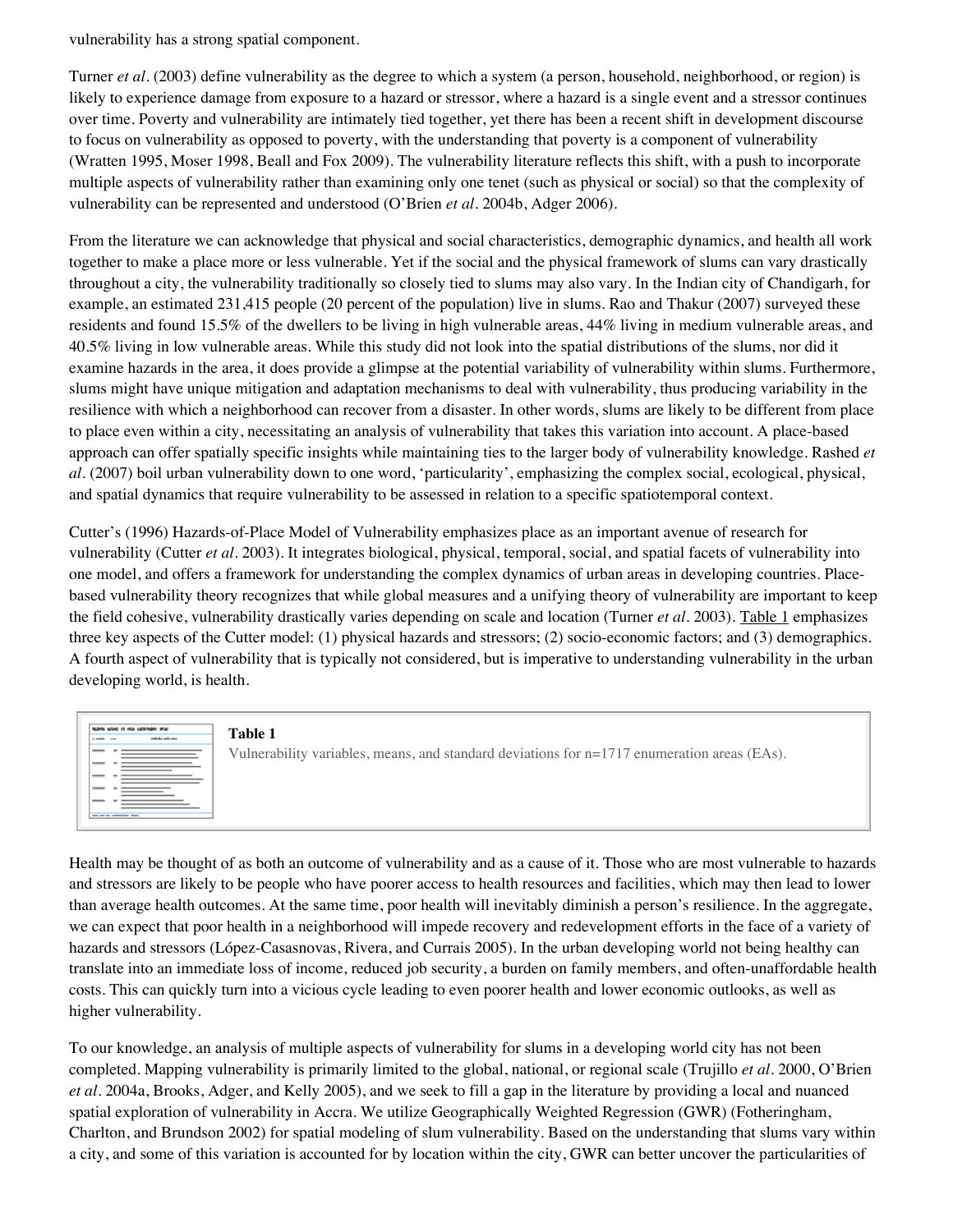vulnerability has a strong spatial component.

Turner *et al*. (2003) define vulnerability as the degree to which a system (a person, household, neighborhood, or region) is likely to experience damage from exposure to a hazard or stressor, where a hazard is a single event and a stressor continues over time. Poverty and vulnerability are intimately tied together, yet there has been a recent shift in development discourse to focus on vulnerability as opposed to poverty, with the understanding that poverty is a component of vulnerability (Wratten 1995, Moser 1998, Beall and Fox 2009). The vulnerability literature reflects this shift, with a push to incorporate multiple aspects of vulnerability rather than examining only one tenet (such as physical or social) so that the complexity of vulnerability can be represented and understood (O'Brien *et al*. 2004b, Adger 2006).

From the literature we can acknowledge that physical and social characteristics, demographic dynamics, and health all work together to make a place more or less vulnerable. Yet if the social and the physical framework of slums can vary drastically throughout a city, the vulnerability traditionally so closely tied to slums may also vary. In the Indian city of Chandigarh, for example, an estimated 231,415 people (20 percent of the population) live in slums. Rao and Thakur (2007) surveyed these residents and found 15.5% of the dwellers to be living in high vulnerable areas, 44% living in medium vulnerable areas, and 40.5% living in low vulnerable areas. While this study did not look into the spatial distributions of the slums, nor did it examine hazards in the area, it does provide a glimpse at the potential variability of vulnerability within slums. Furthermore, slums might have unique mitigation and adaptation mechanisms to deal with vulnerability, thus producing variability in the resilience with which a neighborhood can recover from a disaster. In other words, slums are likely to be different from place to place even within a city, necessitating an analysis of vulnerability that takes this variation into account. A place-based approach can offer spatially specific insights while maintaining ties to the larger body of vulnerability knowledge. Rashed *et al*. (2007) boil urban vulnerability down to one word, 'particularity', emphasizing the complex social, ecological, physical, and spatial dynamics that require vulnerability to be assessed in relation to a specific spatiotemporal context.

Cutter's (1996) Hazards-of-Place Model of Vulnerability emphasizes place as an important avenue of research for vulnerability (Cutter *et al*. 2003). It integrates biological, physical, temporal, social, and spatial facets of vulnerability into one model, and offers a framework for understanding the complex dynamics of urban areas in developing countries. Place-based vulnerability theory recognizes that while global measures and a unifying theory of vulnerability are important to keep the field cohesive, vulnerability drastically varies depending on scale and location (Turner *et al*. 2003). Table 1 emphasizes three key aspects of the Cutter model: (1) physical hazards and stressors; (2) socio-economic factors; and (3) demographics. A fourth aspect of vulnerability that is typically not considered, but is imperative to understanding vulnerability in the urban developing world, is health.

**Table 1**
Vulnerability variables, means, and standard deviations for n=1717 enumeration areas (EAs).

Health may be thought of as both an outcome of vulnerability and as a cause of it. Those who are most vulnerable to hazards and stressors are likely to be people who have poorer access to health resources and facilities, which may then lead to lower than average health outcomes. At the same time, poor health will inevitably diminish a person's resilience. In the aggregate, we can expect that poor health in a neighborhood will impede recovery and redevelopment efforts in the face of a variety of hazards and stressors (López-Casasnovas, Rivera, and Currais 2005). In the urban developing world not being healthy can translate into an immediate loss of income, reduced job security, a burden on family members, and often-unaffordable health costs. This can quickly turn into a vicious cycle leading to even poorer health and lower economic outlooks, as well as higher vulnerability.

To our knowledge, an analysis of multiple aspects of vulnerability for slums in a developing world city has not been completed. Mapping vulnerability is primarily limited to the global, national, or regional scale (Trujillo *et al*. 2000, O'Brien *et al*. 2004a, Brooks, Adger, and Kelly 2005), and we seek to fill a gap in the literature by providing a local and nuanced spatial exploration of vulnerability in Accra. We utilize Geographically Weighted Regression (GWR) (Fotheringham, Charlton, and Brundson 2002) for spatial modeling of slum vulnerability. Based on the understanding that slums vary within a city, and some of this variation is accounted for by location within the city, GWR can better uncover the particularities of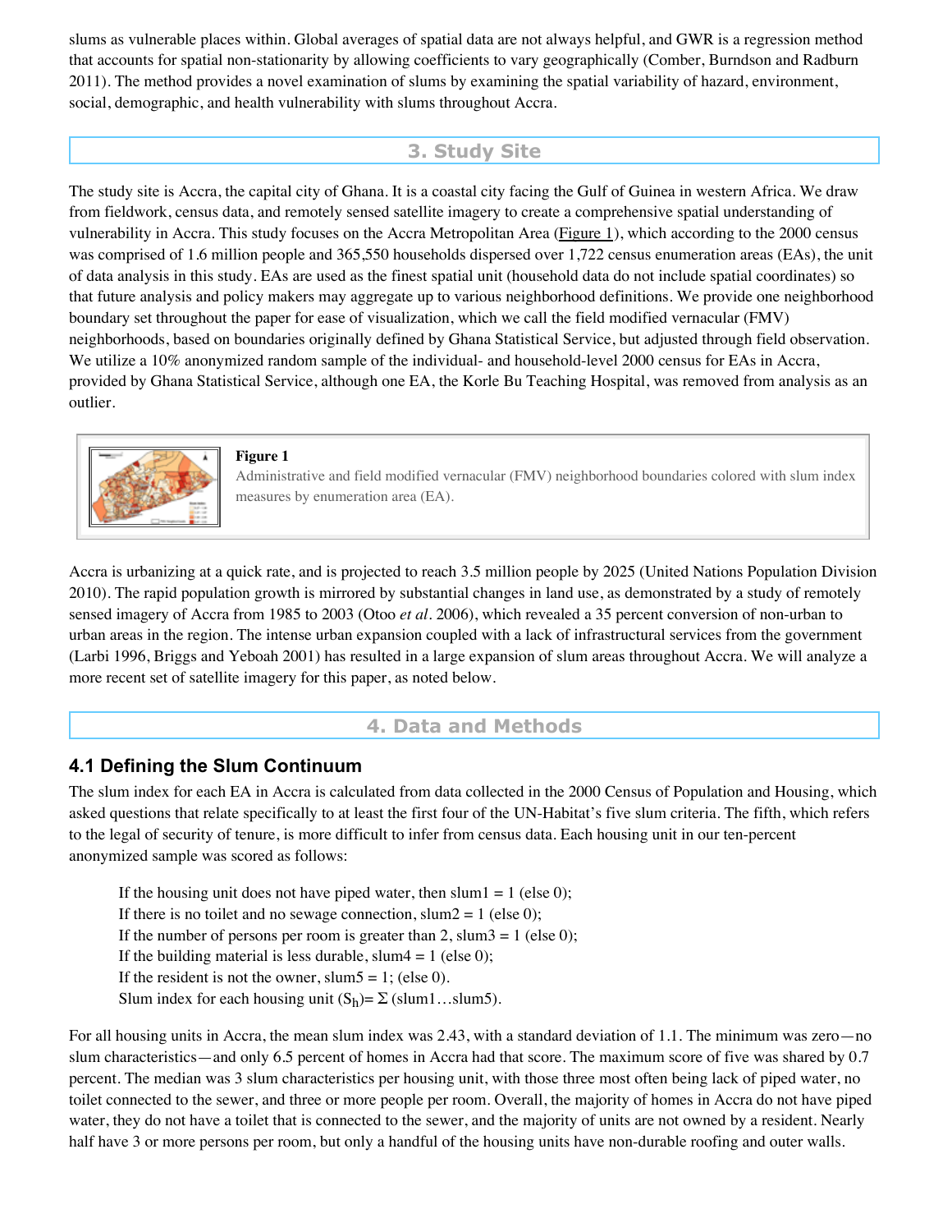slums as vulnerable places within. Global averages of spatial data are not always helpful, and GWR is a regression method that accounts for spatial non-stationarity by allowing coefficients to vary geographically (Comber, Burndson and Radburn 2011). The method provides a novel examination of slums by examining the spatial variability of hazard, environment, social, demographic, and health vulnerability with slums throughout Accra.

## 3. Study Site

The study site is Accra, the capital city of Ghana. It is a coastal city facing the Gulf of Guinea in western Africa. We draw from fieldwork, census data, and remotely sensed satellite imagery to create a comprehensive spatial understanding of vulnerability in Accra. This study focuses on the Accra Metropolitan Area (Figure 1), which according to the 2000 census was comprised of 1.6 million people and 365,550 households dispersed over 1,722 census enumeration areas (EAs), the unit of data analysis in this study. EAs are used as the finest spatial unit (household data do not include spatial coordinates) so that future analysis and policy makers may aggregate up to various neighborhood definitions. We provide one neighborhood boundary set throughout the paper for ease of visualization, which we call the field modified vernacular (FMV) neighborhoods, based on boundaries originally defined by Ghana Statistical Service, but adjusted through field observation. We utilize a 10% anonymized random sample of the individual- and household-level 2000 census for EAs in Accra, provided by Ghana Statistical Service, although one EA, the Korle Bu Teaching Hospital, was removed from analysis as an outlier.

**Figure 1**
Administrative and field modified vernacular (FMV) neighborhood boundaries colored with slum index measures by enumeration area (EA).

Accra is urbanizing at a quick rate, and is projected to reach 3.5 million people by 2025 (United Nations Population Division 2010). The rapid population growth is mirrored by substantial changes in land use, as demonstrated by a study of remotely sensed imagery of Accra from 1985 to 2003 (Otoo *et al*. 2006), which revealed a 35 percent conversion of non-urban to urban areas in the region. The intense urban expansion coupled with a lack of infrastructural services from the government (Larbi 1996, Briggs and Yeboah 2001) has resulted in a large expansion of slum areas throughout Accra. We will analyze a more recent set of satellite imagery for this paper, as noted below.

## 4. Data and Methods

### 4.1 Defining the Slum Continuum

The slum index for each EA in Accra is calculated from data collected in the 2000 Census of Population and Housing, which asked questions that relate specifically to at least the first four of the UN-Habitat's five slum criteria. The fifth, which refers to the legal of security of tenure, is more difficult to infer from census data. Each housing unit in our ten-percent anonymized sample was scored as follows:

> If the housing unit does not have piped water, then slum1 = 1 (else 0);
> If there is no toilet and no sewage connection, slum2 = 1 (else 0);
> If the number of persons per room is greater than 2, slum3 = 1 (else 0);
> If the building material is less durable, slum4 = 1 (else 0);
> If the resident is not the owner, slum5 = 1; (else 0).
> Slum index for each housing unit ($S_h$)= $\Sigma$ (slum1…slum5).

For all housing units in Accra, the mean slum index was 2.43, with a standard deviation of 1.1. The minimum was zero—no slum characteristics—and only 6.5 percent of homes in Accra had that score. The maximum score of five was shared by 0.7 percent. The median was 3 slum characteristics per housing unit, with those three most often being lack of piped water, no toilet connected to the sewer, and three or more people per room. Overall, the majority of homes in Accra do not have piped water, they do not have a toilet that is connected to the sewer, and the majority of units are not owned by a resident. Nearly half have 3 or more persons per room, but only a handful of the housing units have non-durable roofing and outer walls.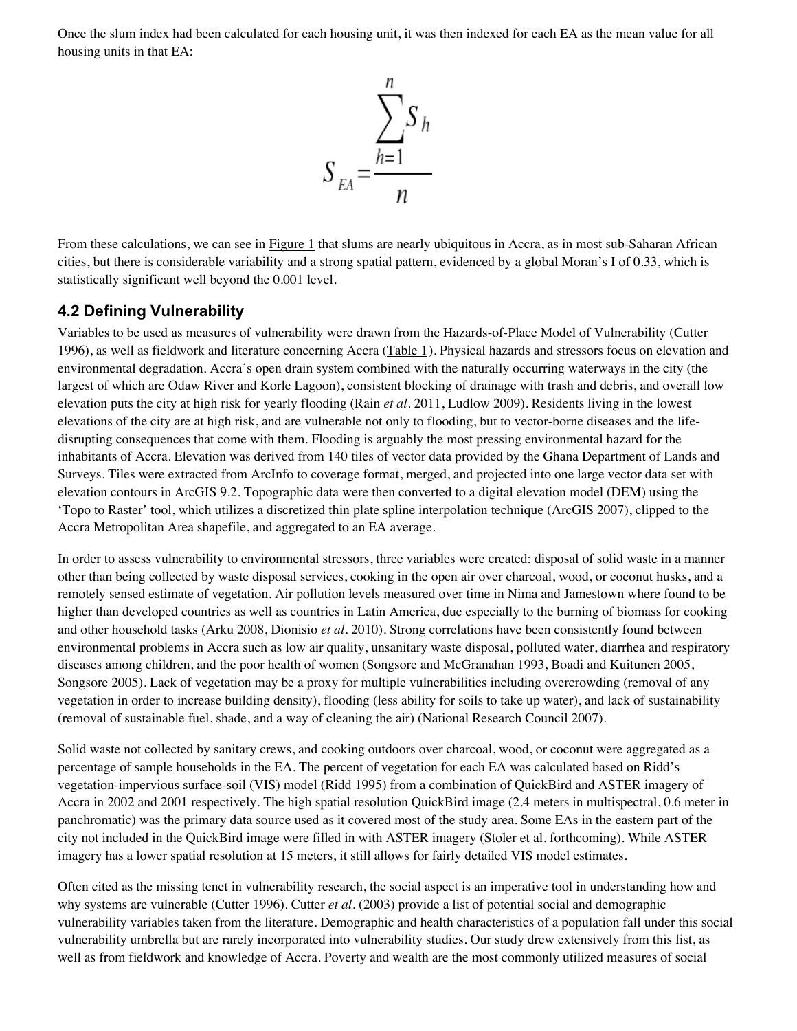Once the slum index had been calculated for each housing unit, it was then indexed for each EA as the mean value for all housing units in that EA:

$$S_{EA} = \frac{\sum_{h=1}^{n} S_h}{n}$$

From these calculations, we can see in Figure 1 that slums are nearly ubiquitous in Accra, as in most sub-Saharan African cities, but there is considerable variability and a strong spatial pattern, evidenced by a global Moran's I of 0.33, which is statistically significant well beyond the 0.001 level.

## 4.2 Defining Vulnerability

Variables to be used as measures of vulnerability were drawn from the Hazards-of-Place Model of Vulnerability (Cutter 1996), as well as fieldwork and literature concerning Accra (Table 1). Physical hazards and stressors focus on elevation and environmental degradation. Accra's open drain system combined with the naturally occurring waterways in the city (the largest of which are Odaw River and Korle Lagoon), consistent blocking of drainage with trash and debris, and overall low elevation puts the city at high risk for yearly flooding (Rain *et al*. 2011, Ludlow 2009). Residents living in the lowest elevations of the city are at high risk, and are vulnerable not only to flooding, but to vector-borne diseases and the life-disrupting consequences that come with them. Flooding is arguably the most pressing environmental hazard for the inhabitants of Accra. Elevation was derived from 140 tiles of vector data provided by the Ghana Department of Lands and Surveys. Tiles were extracted from ArcInfo to coverage format, merged, and projected into one large vector data set with elevation contours in ArcGIS 9.2. Topographic data were then converted to a digital elevation model (DEM) using the 'Topo to Raster' tool, which utilizes a discretized thin plate spline interpolation technique (ArcGIS 2007), clipped to the Accra Metropolitan Area shapefile, and aggregated to an EA average.

In order to assess vulnerability to environmental stressors, three variables were created: disposal of solid waste in a manner other than being collected by waste disposal services, cooking in the open air over charcoal, wood, or coconut husks, and a remotely sensed estimate of vegetation. Air pollution levels measured over time in Nima and Jamestown where found to be higher than developed countries as well as countries in Latin America, due especially to the burning of biomass for cooking and other household tasks (Arku 2008, Dionisio *et al*. 2010). Strong correlations have been consistently found between environmental problems in Accra such as low air quality, unsanitary waste disposal, polluted water, diarrhea and respiratory diseases among children, and the poor health of women (Songsore and McGranahan 1993, Boadi and Kuitunen 2005, Songsore 2005). Lack of vegetation may be a proxy for multiple vulnerabilities including overcrowding (removal of any vegetation in order to increase building density), flooding (less ability for soils to take up water), and lack of sustainability (removal of sustainable fuel, shade, and a way of cleaning the air) (National Research Council 2007).

Solid waste not collected by sanitary crews, and cooking outdoors over charcoal, wood, or coconut were aggregated as a percentage of sample households in the EA. The percent of vegetation for each EA was calculated based on Ridd's vegetation-impervious surface-soil (VIS) model (Ridd 1995) from a combination of QuickBird and ASTER imagery of Accra in 2002 and 2001 respectively. The high spatial resolution QuickBird image (2.4 meters in multispectral, 0.6 meter in panchromatic) was the primary data source used as it covered most of the study area. Some EAs in the eastern part of the city not included in the QuickBird image were filled in with ASTER imagery (Stoler et al. forthcoming). While ASTER imagery has a lower spatial resolution at 15 meters, it still allows for fairly detailed VIS model estimates.

Often cited as the missing tenet in vulnerability research, the social aspect is an imperative tool in understanding how and why systems are vulnerable (Cutter 1996). Cutter *et al*. (2003) provide a list of potential social and demographic vulnerability variables taken from the literature. Demographic and health characteristics of a population fall under this social vulnerability umbrella but are rarely incorporated into vulnerability studies. Our study drew extensively from this list, as well as from fieldwork and knowledge of Accra. Poverty and wealth are the most commonly utilized measures of social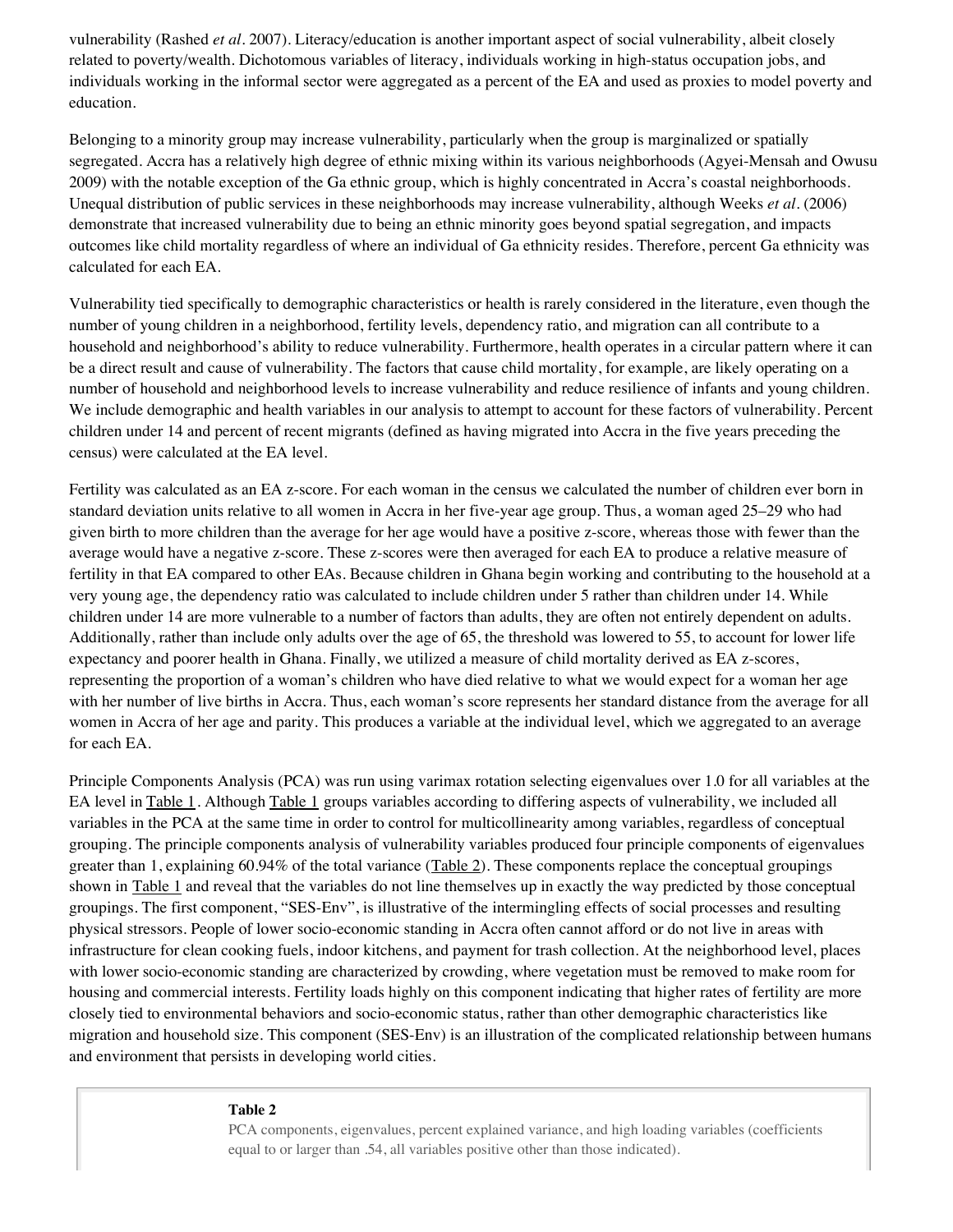vulnerability (Rashed *et al*. 2007). Literacy/education is another important aspect of social vulnerability, albeit closely related to poverty/wealth. Dichotomous variables of literacy, individuals working in high-status occupation jobs, and individuals working in the informal sector were aggregated as a percent of the EA and used as proxies to model poverty and education.

Belonging to a minority group may increase vulnerability, particularly when the group is marginalized or spatially segregated. Accra has a relatively high degree of ethnic mixing within its various neighborhoods (Agyei-Mensah and Owusu 2009) with the notable exception of the Ga ethnic group, which is highly concentrated in Accra's coastal neighborhoods. Unequal distribution of public services in these neighborhoods may increase vulnerability, although Weeks *et al*. (2006) demonstrate that increased vulnerability due to being an ethnic minority goes beyond spatial segregation, and impacts outcomes like child mortality regardless of where an individual of Ga ethnicity resides. Therefore, percent Ga ethnicity was calculated for each EA.

Vulnerability tied specifically to demographic characteristics or health is rarely considered in the literature, even though the number of young children in a neighborhood, fertility levels, dependency ratio, and migration can all contribute to a household and neighborhood's ability to reduce vulnerability. Furthermore, health operates in a circular pattern where it can be a direct result and cause of vulnerability. The factors that cause child mortality, for example, are likely operating on a number of household and neighborhood levels to increase vulnerability and reduce resilience of infants and young children. We include demographic and health variables in our analysis to attempt to account for these factors of vulnerability. Percent children under 14 and percent of recent migrants (defined as having migrated into Accra in the five years preceding the census) were calculated at the EA level.

Fertility was calculated as an EA z-score. For each woman in the census we calculated the number of children ever born in standard deviation units relative to all women in Accra in her five-year age group. Thus, a woman aged 25–29 who had given birth to more children than the average for her age would have a positive z-score, whereas those with fewer than the average would have a negative z-score. These z-scores were then averaged for each EA to produce a relative measure of fertility in that EA compared to other EAs. Because children in Ghana begin working and contributing to the household at a very young age, the dependency ratio was calculated to include children under 5 rather than children under 14. While children under 14 are more vulnerable to a number of factors than adults, they are often not entirely dependent on adults. Additionally, rather than include only adults over the age of 65, the threshold was lowered to 55, to account for lower life expectancy and poorer health in Ghana. Finally, we utilized a measure of child mortality derived as EA z-scores, representing the proportion of a woman's children who have died relative to what we would expect for a woman her age with her number of live births in Accra. Thus, each woman's score represents her standard distance from the average for all women in Accra of her age and parity. This produces a variable at the individual level, which we aggregated to an average for each EA.

Principle Components Analysis (PCA) was run using varimax rotation selecting eigenvalues over 1.0 for all variables at the EA level in Table 1. Although Table 1 groups variables according to differing aspects of vulnerability, we included all variables in the PCA at the same time in order to control for multicollinearity among variables, regardless of conceptual grouping. The principle components analysis of vulnerability variables produced four principle components of eigenvalues greater than 1, explaining 60.94% of the total variance (Table 2). These components replace the conceptual groupings shown in Table 1 and reveal that the variables do not line themselves up in exactly the way predicted by those conceptual groupings. The first component, "SES-Env", is illustrative of the intermingling effects of social processes and resulting physical stressors. People of lower socio-economic standing in Accra often cannot afford or do not live in areas with infrastructure for clean cooking fuels, indoor kitchens, and payment for trash collection. At the neighborhood level, places with lower socio-economic standing are characterized by crowding, where vegetation must be removed to make room for housing and commercial interests. Fertility loads highly on this component indicating that higher rates of fertility are more closely tied to environmental behaviors and socio-economic status, rather than other demographic characteristics like migration and household size. This component (SES-Env) is an illustration of the complicated relationship between humans and environment that persists in developing world cities.

**Table 2**

PCA components, eigenvalues, percent explained variance, and high loading variables (coefficients equal to or larger than .54, all variables positive other than those indicated).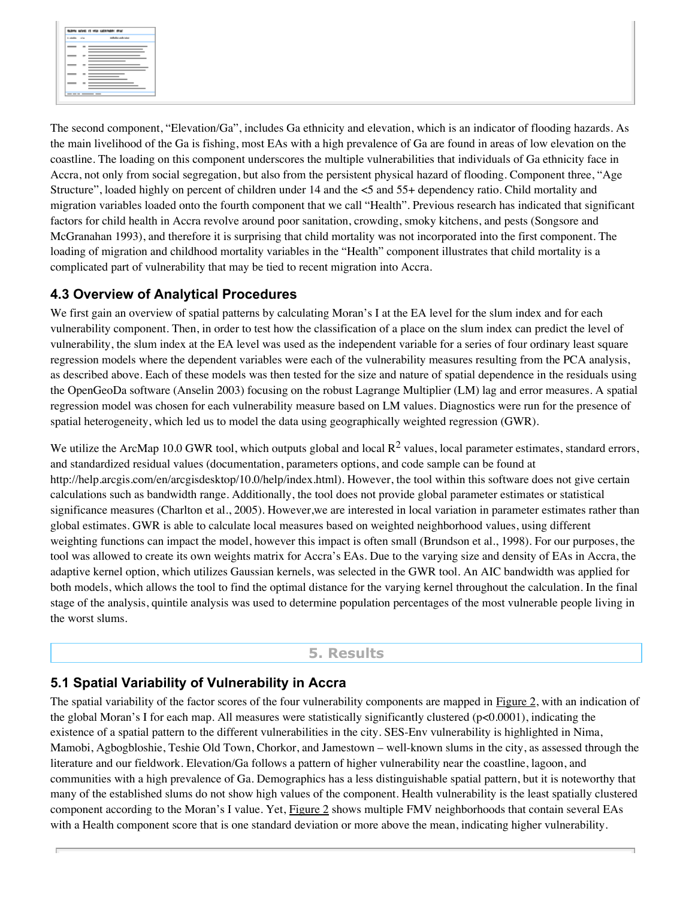The second component, "Elevation/Ga", includes Ga ethnicity and elevation, which is an indicator of flooding hazards. As the main livelihood of the Ga is fishing, most EAs with a high prevalence of Ga are found in areas of low elevation on the coastline. The loading on this component underscores the multiple vulnerabilities that individuals of Ga ethnicity face in Accra, not only from social segregation, but also from the persistent physical hazard of flooding. Component three, "Age Structure", loaded highly on percent of children under 14 and the <5 and 55+ dependency ratio. Child mortality and migration variables loaded onto the fourth component that we call "Health". Previous research has indicated that significant factors for child health in Accra revolve around poor sanitation, crowding, smoky kitchens, and pests (Songsore and McGranahan 1993), and therefore it is surprising that child mortality was not incorporated into the first component. The loading of migration and childhood mortality variables in the "Health" component illustrates that child mortality is a complicated part of vulnerability that may be tied to recent migration into Accra.

### 4.3 Overview of Analytical Procedures

We first gain an overview of spatial patterns by calculating Moran's I at the EA level for the slum index and for each vulnerability component. Then, in order to test how the classification of a place on the slum index can predict the level of vulnerability, the slum index at the EA level was used as the independent variable for a series of four ordinary least square regression models where the dependent variables were each of the vulnerability measures resulting from the PCA analysis, as described above. Each of these models was then tested for the size and nature of spatial dependence in the residuals using the OpenGeoDa software (Anselin 2003) focusing on the robust Lagrange Multiplier (LM) lag and error measures. A spatial regression model was chosen for each vulnerability measure based on LM values. Diagnostics were run for the presence of spatial heterogeneity, which led us to model the data using geographically weighted regression (GWR).

We utilize the ArcMap 10.0 GWR tool, which outputs global and local $R^2$ values, local parameter estimates, standard errors, and standardized residual values (documentation, parameters options, and code sample can be found at http://help.arcgis.com/en/arcgisdesktop/10.0/help/index.html). However, the tool within this software does not give certain calculations such as bandwidth range. Additionally, the tool does not provide global parameter estimates or statistical significance measures (Charlton et al., 2005). However,we are interested in local variation in parameter estimates rather than global estimates. GWR is able to calculate local measures based on weighted neighborhood values, using different weighting functions can impact the model, however this impact is often small (Brundson et al., 1998). For our purposes, the tool was allowed to create its own weights matrix for Accra's EAs. Due to the varying size and density of EAs in Accra, the adaptive kernel option, which utilizes Gaussian kernels, was selected in the GWR tool. An AIC bandwidth was applied for both models, which allows the tool to find the optimal distance for the varying kernel throughout the calculation. In the final stage of the analysis, quintile analysis was used to determine population percentages of the most vulnerable people living in the worst slums.

## 5. Results

### 5.1 Spatial Variability of Vulnerability in Accra

The spatial variability of the factor scores of the four vulnerability components are mapped in Figure 2, with an indication of the global Moran's I for each map. All measures were statistically significantly clustered ($p<0.0001$), indicating the existence of a spatial pattern to the different vulnerabilities in the city. SES-Env vulnerability is highlighted in Nima, Mamobi, Agbogbloshie, Teshie Old Town, Chorkor, and Jamestown – well-known slums in the city, as assessed through the literature and our fieldwork. Elevation/Ga follows a pattern of higher vulnerability near the coastline, lagoon, and communities with a high prevalence of Ga. Demographics has a less distinguishable spatial pattern, but it is noteworthy that many of the established slums do not show high values of the component. Health vulnerability is the least spatially clustered component according to the Moran's I value. Yet, Figure 2 shows multiple FMV neighborhoods that contain several EAs with a Health component score that is one standard deviation or more above the mean, indicating higher vulnerability.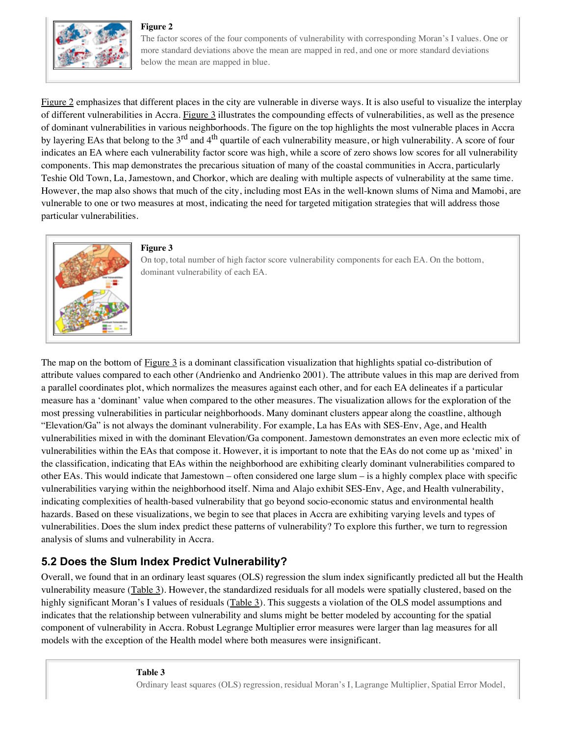**Figure 2**

The factor scores of the four components of vulnerability with corresponding Moran's I values. One or more standard deviations above the mean are mapped in red, and one or more standard deviations below the mean are mapped in blue.

Figure 2 emphasizes that different places in the city are vulnerable in diverse ways. It is also useful to visualize the interplay of different vulnerabilities in Accra. Figure 3 illustrates the compounding effects of vulnerabilities, as well as the presence of dominant vulnerabilities in various neighborhoods. The figure on the top highlights the most vulnerable places in Accra by layering EAs that belong to the 3rd and 4th quartile of each vulnerability measure, or high vulnerability. A score of four indicates an EA where each vulnerability factor score was high, while a score of zero shows low scores for all vulnerability components. This map demonstrates the precarious situation of many of the coastal communities in Accra, particularly Teshie Old Town, La, Jamestown, and Chorkor, which are dealing with multiple aspects of vulnerability at the same time. However, the map also shows that much of the city, including most EAs in the well-known slums of Nima and Mamobi, are vulnerable to one or two measures at most, indicating the need for targeted mitigation strategies that will address those particular vulnerabilities.

**Figure 3**

On top, total number of high factor score vulnerability components for each EA. On the bottom, dominant vulnerability of each EA.

The map on the bottom of Figure 3 is a dominant classification visualization that highlights spatial co-distribution of attribute values compared to each other (Andrienko and Andrienko 2001). The attribute values in this map are derived from a parallel coordinates plot, which normalizes the measures against each other, and for each EA delineates if a particular measure has a 'dominant' value when compared to the other measures. The visualization allows for the exploration of the most pressing vulnerabilities in particular neighborhoods. Many dominant clusters appear along the coastline, although "Elevation/Ga" is not always the dominant vulnerability. For example, La has EAs with SES-Env, Age, and Health vulnerabilities mixed in with the dominant Elevation/Ga component. Jamestown demonstrates an even more eclectic mix of vulnerabilities within the EAs that compose it. However, it is important to note that the EAs do not come up as 'mixed' in the classification, indicating that EAs within the neighborhood are exhibiting clearly dominant vulnerabilities compared to other EAs. This would indicate that Jamestown – often considered one large slum – is a highly complex place with specific vulnerabilities varying within the neighborhood itself. Nima and Alajo exhibit SES-Env, Age, and Health vulnerability, indicating complexities of health-based vulnerability that go beyond socio-economic status and environmental health hazards. Based on these visualizations, we begin to see that places in Accra are exhibiting varying levels and types of vulnerabilities. Does the slum index predict these patterns of vulnerability? To explore this further, we turn to regression analysis of slums and vulnerability in Accra.

## 5.2 Does the Slum Index Predict Vulnerability?

Overall, we found that in an ordinary least squares (OLS) regression the slum index significantly predicted all but the Health vulnerability measure (Table 3). However, the standardized residuals for all models were spatially clustered, based on the highly significant Moran's I values of residuals (Table 3). This suggests a violation of the OLS model assumptions and indicates that the relationship between vulnerability and slums might be better modeled by accounting for the spatial component of vulnerability in Accra. Robust Legrange Multiplier error measures were larger than lag measures for all models with the exception of the Health model where both measures were insignificant.

**Table 3**

Ordinary least squares (OLS) regression, residual Moran's I, Lagrange Multiplier, Spatial Error Model,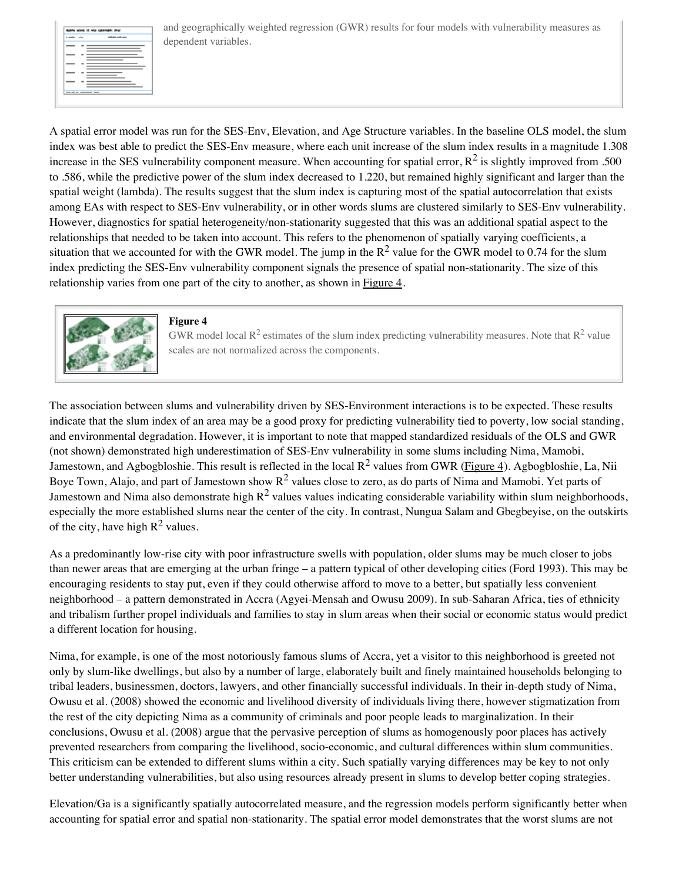and geographically weighted regression (GWR) results for four models with vulnerability measures as dependent variables.

A spatial error model was run for the SES-Env, Elevation, and Age Structure variables. In the baseline OLS model, the slum index was best able to predict the SES-Env measure, where each unit increase of the slum index results in a magnitude 1.308 increase in the SES vulnerability component measure. When accounting for spatial error, $R^2$ is slightly improved from .500 to .586, while the predictive power of the slum index decreased to 1.220, but remained highly significant and larger than the spatial weight (lambda). The results suggest that the slum index is capturing most of the spatial autocorrelation that exists among EAs with respect to SES-Env vulnerability, or in other words slums are clustered similarly to SES-Env vulnerability. However, diagnostics for spatial heterogeneity/non-stationarity suggested that this was an additional spatial aspect to the relationships that needed to be taken into account. This refers to the phenomenon of spatially varying coefficients, a situation that we accounted for with the GWR model. The jump in the $R^2$ value for the GWR model to 0.74 for the slum index predicting the SES-Env vulnerability component signals the presence of spatial non-stationarity. The size of this relationship varies from one part of the city to another, as shown in Figure 4.

**Figure 4**

GWR model local $R^2$ estimates of the slum index predicting vulnerability measures. Note that $R^2$ value scales are not normalized across the components.

The association between slums and vulnerability driven by SES-Environment interactions is to be expected. These results indicate that the slum index of an area may be a good proxy for predicting vulnerability tied to poverty, low social standing, and environmental degradation. However, it is important to note that mapped standardized residuals of the OLS and GWR (not shown) demonstrated high underestimation of SES-Env vulnerability in some slums including Nima, Mamobi, Jamestown, and Agbogbloshie. This result is reflected in the local $R^2$ values from GWR (Figure 4). Agbogbloshie, La, Nii Boye Town, Alajo, and part of Jamestown show $R^2$ values close to zero, as do parts of Nima and Mamobi. Yet parts of Jamestown and Nima also demonstrate high $R^2$ values values indicating considerable variability within slum neighborhoods, especially the more established slums near the center of the city. In contrast, Nungua Salam and Gbegbeyise, on the outskirts of the city, have high $R^2$ values.

As a predominantly low-rise city with poor infrastructure swells with population, older slums may be much closer to jobs than newer areas that are emerging at the urban fringe – a pattern typical of other developing cities (Ford 1993). This may be encouraging residents to stay put, even if they could otherwise afford to move to a better, but spatially less convenient neighborhood – a pattern demonstrated in Accra (Agyei-Mensah and Owusu 2009). In sub-Saharan Africa, ties of ethnicity and tribalism further propel individuals and families to stay in slum areas when their social or economic status would predict a different location for housing.

Nima, for example, is one of the most notoriously famous slums of Accra, yet a visitor to this neighborhood is greeted not only by slum-like dwellings, but also by a number of large, elaborately built and finely maintained households belonging to tribal leaders, businessmen, doctors, lawyers, and other financially successful individuals. In their in-depth study of Nima, Owusu et al. (2008) showed the economic and livelihood diversity of individuals living there, however stigmatization from the rest of the city depicting Nima as a community of criminals and poor people leads to marginalization. In their conclusions, Owusu et al. (2008) argue that the pervasive perception of slums as homogenously poor places has actively prevented researchers from comparing the livelihood, socio-economic, and cultural differences within slum communities. This criticism can be extended to different slums within a city. Such spatially varying differences may be key to not only better understanding vulnerabilities, but also using resources already present in slums to develop better coping strategies.

Elevation/Ga is a significantly spatially autocorrelated measure, and the regression models perform significantly better when accounting for spatial error and spatial non-stationarity. The spatial error model demonstrates that the worst slums are not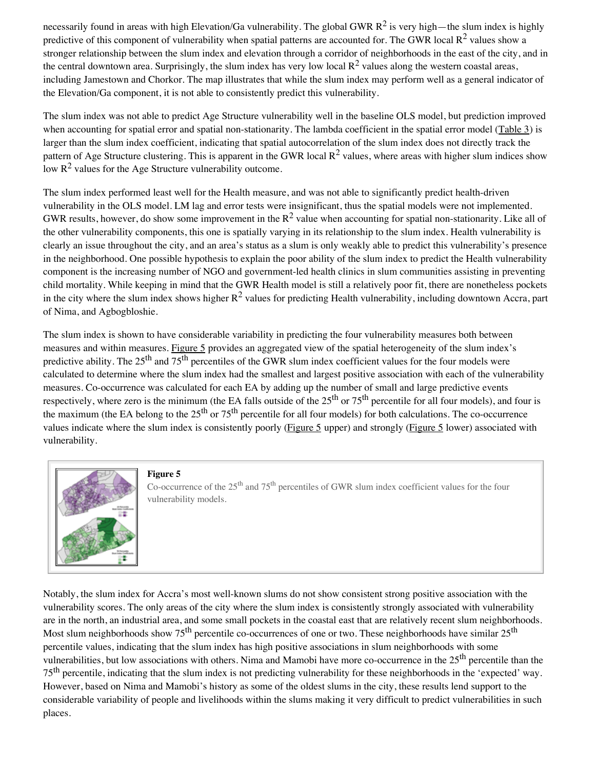necessarily found in areas with high Elevation/Ga vulnerability. The global GWR $R^2$ is very high—the slum index is highly predictive of this component of vulnerability when spatial patterns are accounted for. The GWR local $R^2$ values show a stronger relationship between the slum index and elevation through a corridor of neighborhoods in the east of the city, and in the central downtown area. Surprisingly, the slum index has very low local $R^2$ values along the western coastal areas, including Jamestown and Chorkor. The map illustrates that while the slum index may perform well as a general indicator of the Elevation/Ga component, it is not able to consistently predict this vulnerability.

The slum index was not able to predict Age Structure vulnerability well in the baseline OLS model, but prediction improved when accounting for spatial error and spatial non-stationarity. The lambda coefficient in the spatial error model (Table 3) is larger than the slum index coefficient, indicating that spatial autocorrelation of the slum index does not directly track the pattern of Age Structure clustering. This is apparent in the GWR local $R^2$ values, where areas with higher slum indices show low $R^2$ values for the Age Structure vulnerability outcome.

The slum index performed least well for the Health measure, and was not able to significantly predict health-driven vulnerability in the OLS model. LM lag and error tests were insignificant, thus the spatial models were not implemented. GWR results, however, do show some improvement in the $R^2$ value when accounting for spatial non-stationarity. Like all of the other vulnerability components, this one is spatially varying in its relationship to the slum index. Health vulnerability is clearly an issue throughout the city, and an area's status as a slum is only weakly able to predict this vulnerability's presence in the neighborhood. One possible hypothesis to explain the poor ability of the slum index to predict the Health vulnerability component is the increasing number of NGO and government-led health clinics in slum communities assisting in preventing child mortality. While keeping in mind that the GWR Health model is still a relatively poor fit, there are nonetheless pockets in the city where the slum index shows higher $R^2$ values for predicting Health vulnerability, including downtown Accra, part of Nima, and Agbogbloshie.

The slum index is shown to have considerable variability in predicting the four vulnerability measures both between measures and within measures. Figure 5 provides an aggregated view of the spatial heterogeneity of the slum index's predictive ability. The 25th and 75th percentiles of the GWR slum index coefficient values for the four models were calculated to determine where the slum index had the smallest and largest positive association with each of the vulnerability measures. Co-occurrence was calculated for each EA by adding up the number of small and large predictive events respectively, where zero is the minimum (the EA falls outside of the 25th or 75th percentile for all four models), and four is the maximum (the EA belong to the 25th or 75th percentile for all four models) for both calculations. The co-occurrence values indicate where the slum index is consistently poorly (Figure 5 upper) and strongly (Figure 5 lower) associated with vulnerability.

**Figure 5**

Co-occurrence of the 25th and 75th percentiles of GWR slum index coefficient values for the four vulnerability models.

Notably, the slum index for Accra's most well-known slums do not show consistent strong positive association with the vulnerability scores. The only areas of the city where the slum index is consistently strongly associated with vulnerability are in the north, an industrial area, and some small pockets in the coastal east that are relatively recent slum neighborhoods. Most slum neighborhoods show 75th percentile co-occurrences of one or two. These neighborhoods have similar 25th percentile values, indicating that the slum index has high positive associations in slum neighborhoods with some vulnerabilities, but low associations with others. Nima and Mamobi have more co-occurrence in the 25th percentile than the 75th percentile, indicating that the slum index is not predicting vulnerability for these neighborhoods in the 'expected' way. However, based on Nima and Mamobi's history as some of the oldest slums in the city, these results lend support to the considerable variability of people and livelihoods within the slums making it very difficult to predict vulnerabilities in such places.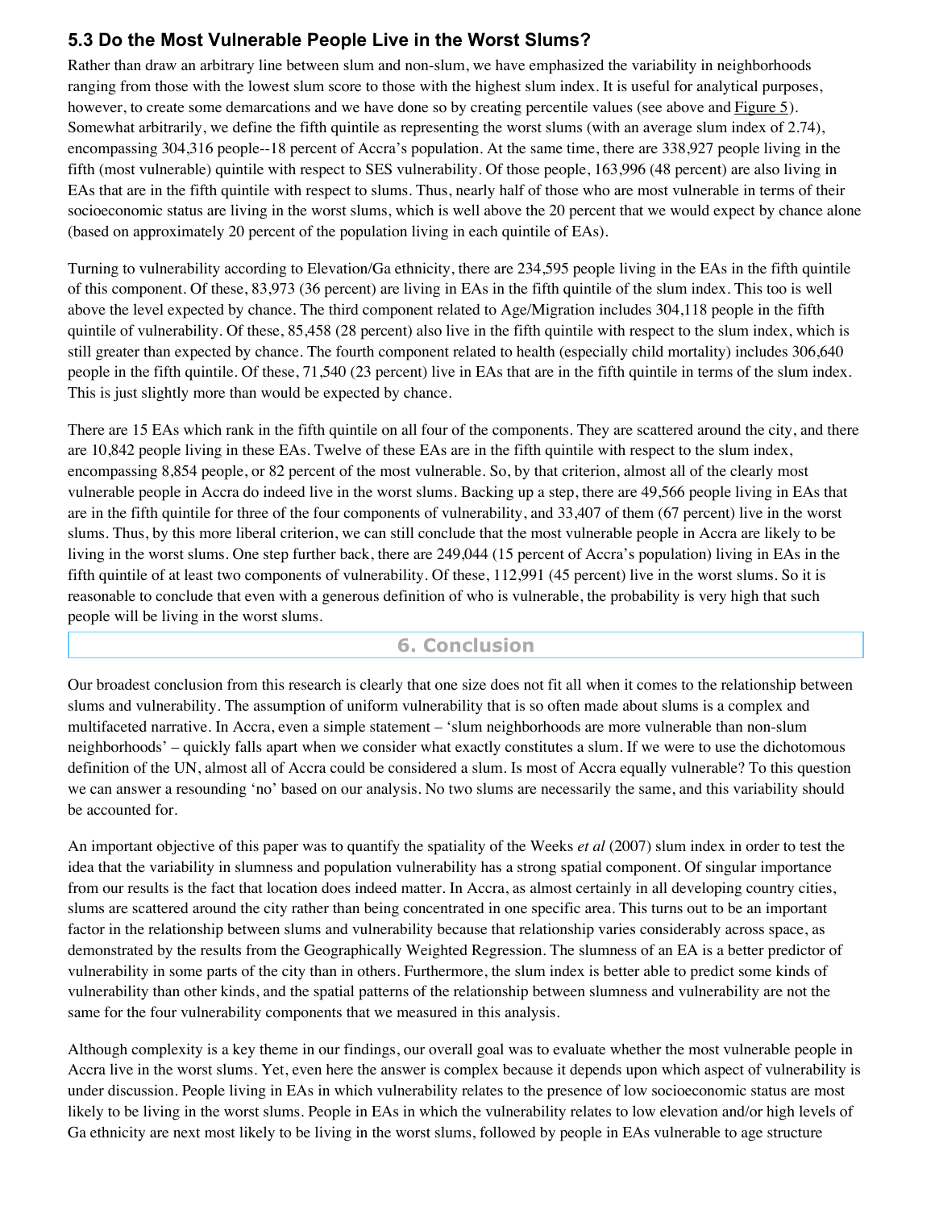### 5.3 Do the Most Vulnerable People Live in the Worst Slums?

Rather than draw an arbitrary line between slum and non-slum, we have emphasized the variability in neighborhoods ranging from those with the lowest slum score to those with the highest slum index. It is useful for analytical purposes, however, to create some demarcations and we have done so by creating percentile values (see above and Figure 5). Somewhat arbitrarily, we define the fifth quintile as representing the worst slums (with an average slum index of 2.74), encompassing 304,316 people--18 percent of Accra's population. At the same time, there are 338,927 people living in the fifth (most vulnerable) quintile with respect to SES vulnerability. Of those people, 163,996 (48 percent) are also living in EAs that are in the fifth quintile with respect to slums. Thus, nearly half of those who are most vulnerable in terms of their socioeconomic status are living in the worst slums, which is well above the 20 percent that we would expect by chance alone (based on approximately 20 percent of the population living in each quintile of EAs).

Turning to vulnerability according to Elevation/Ga ethnicity, there are 234,595 people living in the EAs in the fifth quintile of this component. Of these, 83,973 (36 percent) are living in EAs in the fifth quintile of the slum index. This too is well above the level expected by chance. The third component related to Age/Migration includes 304,118 people in the fifth quintile of vulnerability. Of these, 85,458 (28 percent) also live in the fifth quintile with respect to the slum index, which is still greater than expected by chance. The fourth component related to health (especially child mortality) includes 306,640 people in the fifth quintile. Of these, 71,540 (23 percent) live in EAs that are in the fifth quintile in terms of the slum index. This is just slightly more than would be expected by chance.

There are 15 EAs which rank in the fifth quintile on all four of the components. They are scattered around the city, and there are 10,842 people living in these EAs. Twelve of these EAs are in the fifth quintile with respect to the slum index, encompassing 8,854 people, or 82 percent of the most vulnerable. So, by that criterion, almost all of the clearly most vulnerable people in Accra do indeed live in the worst slums. Backing up a step, there are 49,566 people living in EAs that are in the fifth quintile for three of the four components of vulnerability, and 33,407 of them (67 percent) live in the worst slums. Thus, by this more liberal criterion, we can still conclude that the most vulnerable people in Accra are likely to be living in the worst slums. One step further back, there are 249,044 (15 percent of Accra's population) living in EAs in the fifth quintile of at least two components of vulnerability. Of these, 112,991 (45 percent) live in the worst slums. So it is reasonable to conclude that even with a generous definition of who is vulnerable, the probability is very high that such people will be living in the worst slums.

## 6. Conclusion

Our broadest conclusion from this research is clearly that one size does not fit all when it comes to the relationship between slums and vulnerability. The assumption of uniform vulnerability that is so often made about slums is a complex and multifaceted narrative. In Accra, even a simple statement – 'slum neighborhoods are more vulnerable than non-slum neighborhoods' – quickly falls apart when we consider what exactly constitutes a slum. If we were to use the dichotomous definition of the UN, almost all of Accra could be considered a slum. Is most of Accra equally vulnerable? To this question we can answer a resounding 'no' based on our analysis. No two slums are necessarily the same, and this variability should be accounted for.

An important objective of this paper was to quantify the spatiality of the Weeks *et al* (2007) slum index in order to test the idea that the variability in slumness and population vulnerability has a strong spatial component. Of singular importance from our results is the fact that location does indeed matter. In Accra, as almost certainly in all developing country cities, slums are scattered around the city rather than being concentrated in one specific area. This turns out to be an important factor in the relationship between slums and vulnerability because that relationship varies considerably across space, as demonstrated by the results from the Geographically Weighted Regression. The slumness of an EA is a better predictor of vulnerability in some parts of the city than in others. Furthermore, the slum index is better able to predict some kinds of vulnerability than other kinds, and the spatial patterns of the relationship between slumness and vulnerability are not the same for the four vulnerability components that we measured in this analysis.

Although complexity is a key theme in our findings, our overall goal was to evaluate whether the most vulnerable people in Accra live in the worst slums. Yet, even here the answer is complex because it depends upon which aspect of vulnerability is under discussion. People living in EAs in which vulnerability relates to the presence of low socioeconomic status are most likely to be living in the worst slums. People in EAs in which the vulnerability relates to low elevation and/or high levels of Ga ethnicity are next most likely to be living in the worst slums, followed by people in EAs vulnerable to age structure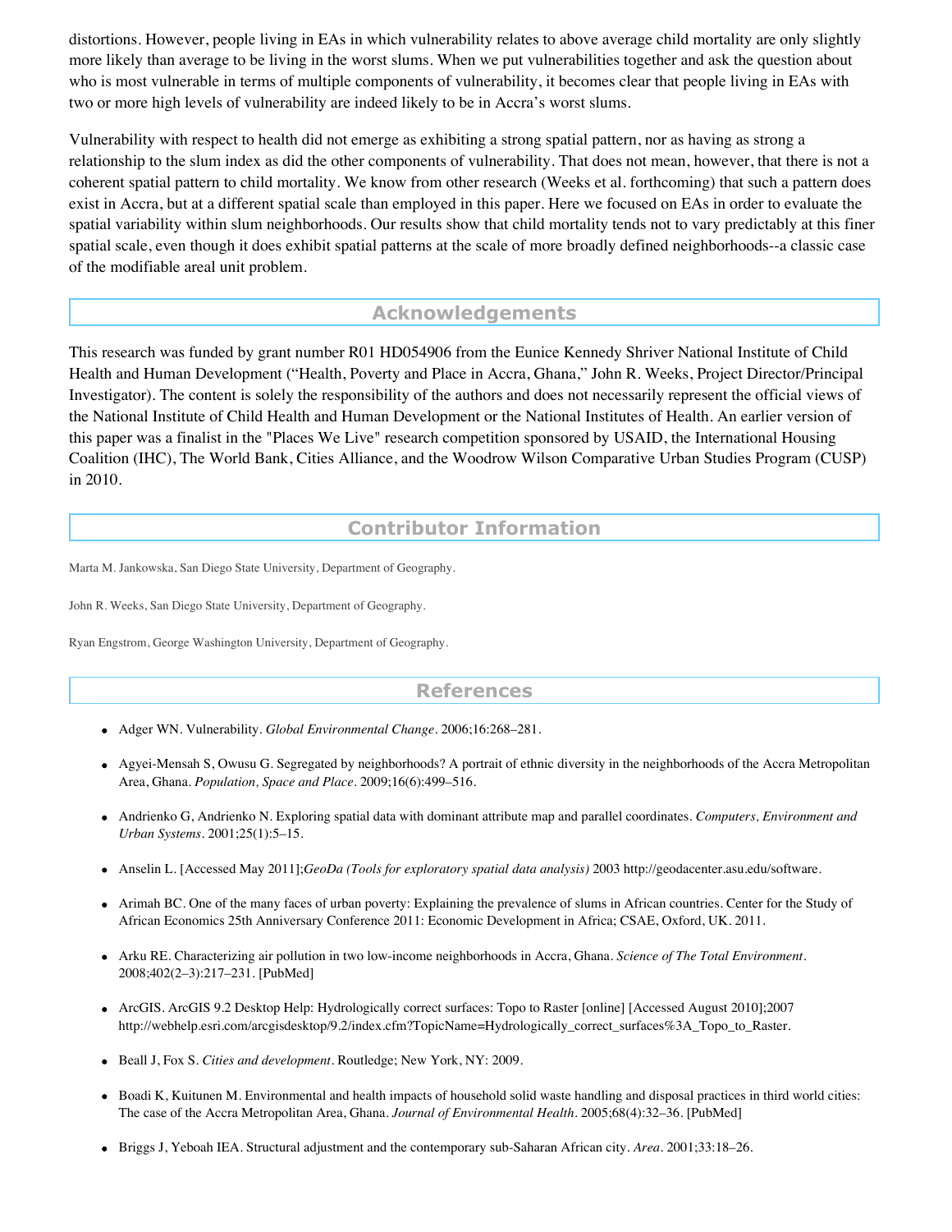distortions. However, people living in EAs in which vulnerability relates to above average child mortality are only slightly more likely than average to be living in the worst slums. When we put vulnerabilities together and ask the question about who is most vulnerable in terms of multiple components of vulnerability, it becomes clear that people living in EAs with two or more high levels of vulnerability are indeed likely to be in Accra's worst slums.

Vulnerability with respect to health did not emerge as exhibiting a strong spatial pattern, nor as having as strong a relationship to the slum index as did the other components of vulnerability. That does not mean, however, that there is not a coherent spatial pattern to child mortality. We know from other research (Weeks et al. forthcoming) that such a pattern does exist in Accra, but at a different spatial scale than employed in this paper. Here we focused on EAs in order to evaluate the spatial variability within slum neighborhoods. Our results show that child mortality tends not to vary predictably at this finer spatial scale, even though it does exhibit spatial patterns at the scale of more broadly defined neighborhoods--a classic case of the modifiable areal unit problem.

## Acknowledgements

This research was funded by grant number R01 HD054906 from the Eunice Kennedy Shriver National Institute of Child Health and Human Development ("Health, Poverty and Place in Accra, Ghana," John R. Weeks, Project Director/Principal Investigator). The content is solely the responsibility of the authors and does not necessarily represent the official views of the National Institute of Child Health and Human Development or the National Institutes of Health. An earlier version of this paper was a finalist in the "Places We Live" research competition sponsored by USAID, the International Housing Coalition (IHC), The World Bank, Cities Alliance, and the Woodrow Wilson Comparative Urban Studies Program (CUSP) in 2010.

## Contributor Information

Marta M. Jankowska, San Diego State University, Department of Geography.

John R. Weeks, San Diego State University, Department of Geography.

Ryan Engstrom, George Washington University, Department of Geography.

## References

- Adger WN. Vulnerability. *Global Environmental Change*. 2006;16:268–281.
- Agyei-Mensah S, Owusu G. Segregated by neighborhoods? A portrait of ethnic diversity in the neighborhoods of the Accra Metropolitan Area, Ghana. *Population, Space and Place*. 2009;16(6):499–516.
- Andrienko G, Andrienko N. Exploring spatial data with dominant attribute map and parallel coordinates. *Computers, Environment and Urban Systems*. 2001;25(1):5–15.
- Anselin L. [Accessed May 2011];*GeoDa (Tools for exploratory spatial data analysis)* 2003 http://geodacenter.asu.edu/software.
- Arimah BC. One of the many faces of urban poverty: Explaining the prevalence of slums in African countries. Center for the Study of African Economics 25th Anniversary Conference 2011: Economic Development in Africa; CSAE, Oxford, UK. 2011.
- Arku RE. Characterizing air pollution in two low-income neighborhoods in Accra, Ghana. *Science of The Total Environment*. 2008;402(2–3):217–231. [PubMed]
- ArcGIS. ArcGIS 9.2 Desktop Help: Hydrologically correct surfaces: Topo to Raster [online] [Accessed August 2010];2007 http://webhelp.esri.com/arcgisdesktop/9.2/index.cfm?TopicName=Hydrologically_correct_surfaces%3A_Topo_to_Raster.
- Beall J, Fox S. *Cities and development*. Routledge; New York, NY: 2009.
- Boadi K, Kuitunen M. Environmental and health impacts of household solid waste handling and disposal practices in third world cities: The case of the Accra Metropolitan Area, Ghana. *Journal of Environmental Health*. 2005;68(4):32–36. [PubMed]
- Briggs J, Yeboah IEA. Structural adjustment and the contemporary sub-Saharan African city. *Area*. 2001;33:18–26.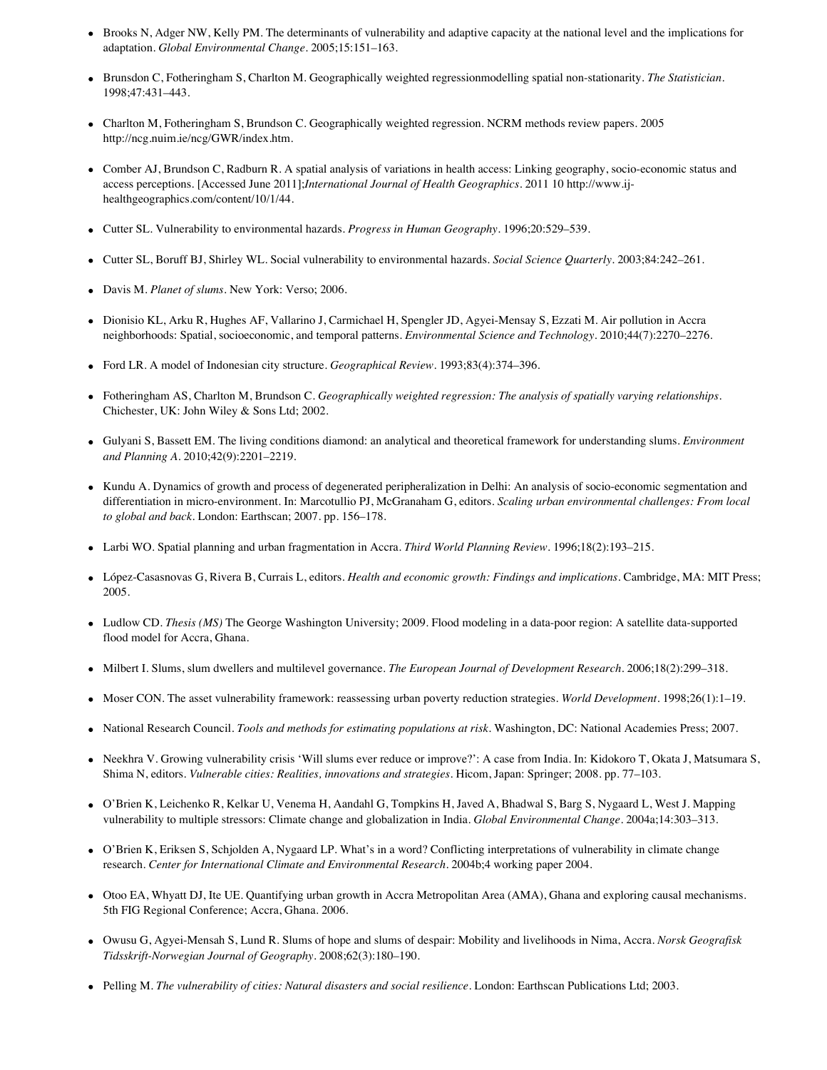- Brooks N, Adger NW, Kelly PM. The determinants of vulnerability and adaptive capacity at the national level and the implications for adaptation. *Global Environmental Change*. 2005;15:151–163.
- Brunsdon C, Fotheringham S, Charlton M. Geographically weighted regressionmodelling spatial non-stationarity. *The Statistician*. 1998;47:431–443.
- Charlton M, Fotheringham S, Brundson C. Geographically weighted regression. NCRM methods review papers. 2005 http://ncg.nuim.ie/ncg/GWR/index.htm.
- Comber AJ, Brundson C, Radburn R. A spatial analysis of variations in health access: Linking geography, socio-economic status and access perceptions. [Accessed June 2011];*International Journal of Health Geographics*. 2011 10 http://www.ij-healthgeographics.com/content/10/1/44.
- Cutter SL. Vulnerability to environmental hazards. *Progress in Human Geography*. 1996;20:529–539.
- Cutter SL, Boruff BJ, Shirley WL. Social vulnerability to environmental hazards. *Social Science Quarterly*. 2003;84:242–261.
- Davis M. *Planet of slums*. New York: Verso; 2006.
- Dionisio KL, Arku R, Hughes AF, Vallarino J, Carmichael H, Spengler JD, Agyei-Mensay S, Ezzati M. Air pollution in Accra neighborhoods: Spatial, socioeconomic, and temporal patterns. *Environmental Science and Technology*. 2010;44(7):2270–2276.
- Ford LR. A model of Indonesian city structure. *Geographical Review*. 1993;83(4):374–396.
- Fotheringham AS, Charlton M, Brundson C. *Geographically weighted regression: The analysis of spatially varying relationships*. Chichester, UK: John Wiley & Sons Ltd; 2002.
- Gulyani S, Bassett EM. The living conditions diamond: an analytical and theoretical framework for understanding slums. *Environment and Planning A*. 2010;42(9):2201–2219.
- Kundu A. Dynamics of growth and process of degenerated peripheralization in Delhi: An analysis of socio-economic segmentation and differentiation in micro-environment. In: Marcotullio PJ, McGranaham G, editors. *Scaling urban environmental challenges: From local to global and back*. London: Earthscan; 2007. pp. 156–178.
- Larbi WO. Spatial planning and urban fragmentation in Accra. *Third World Planning Review*. 1996;18(2):193–215.
- López-Casasnovas G, Rivera B, Currais L, editors. *Health and economic growth: Findings and implications*. Cambridge, MA: MIT Press; 2005.
- Ludlow CD. *Thesis (MS)* The George Washington University; 2009. Flood modeling in a data-poor region: A satellite data-supported flood model for Accra, Ghana.
- Milbert I. Slums, slum dwellers and multilevel governance. *The European Journal of Development Research*. 2006;18(2):299–318.
- Moser CON. The asset vulnerability framework: reassessing urban poverty reduction strategies. *World Development*. 1998;26(1):1–19.
- National Research Council. *Tools and methods for estimating populations at risk*. Washington, DC: National Academies Press; 2007.
- Neekhra V. Growing vulnerability crisis 'Will slums ever reduce or improve?': A case from India. In: Kidokoro T, Okata J, Matsumara S, Shima N, editors. *Vulnerable cities: Realities, innovations and strategies*. Hicom, Japan: Springer; 2008. pp. 77–103.
- O'Brien K, Leichenko R, Kelkar U, Venema H, Aandahl G, Tompkins H, Javed A, Bhadwal S, Barg S, Nygaard L, West J. Mapping vulnerability to multiple stressors: Climate change and globalization in India. *Global Environmental Change*. 2004a;14:303–313.
- O'Brien K, Eriksen S, Schjolden A, Nygaard LP. What's in a word? Conflicting interpretations of vulnerability in climate change research. *Center for International Climate and Environmental Research*. 2004b;4 working paper 2004.
- Otoo EA, Whyatt DJ, Ite UE. Quantifying urban growth in Accra Metropolitan Area (AMA), Ghana and exploring causal mechanisms. 5th FIG Regional Conference; Accra, Ghana. 2006.
- Owusu G, Agyei-Mensah S, Lund R. Slums of hope and slums of despair: Mobility and livelihoods in Nima, Accra. *Norsk Geografisk Tidsskrift-Norwegian Journal of Geography*. 2008;62(3):180–190.
- Pelling M. *The vulnerability of cities: Natural disasters and social resilience*. London: Earthscan Publications Ltd; 2003.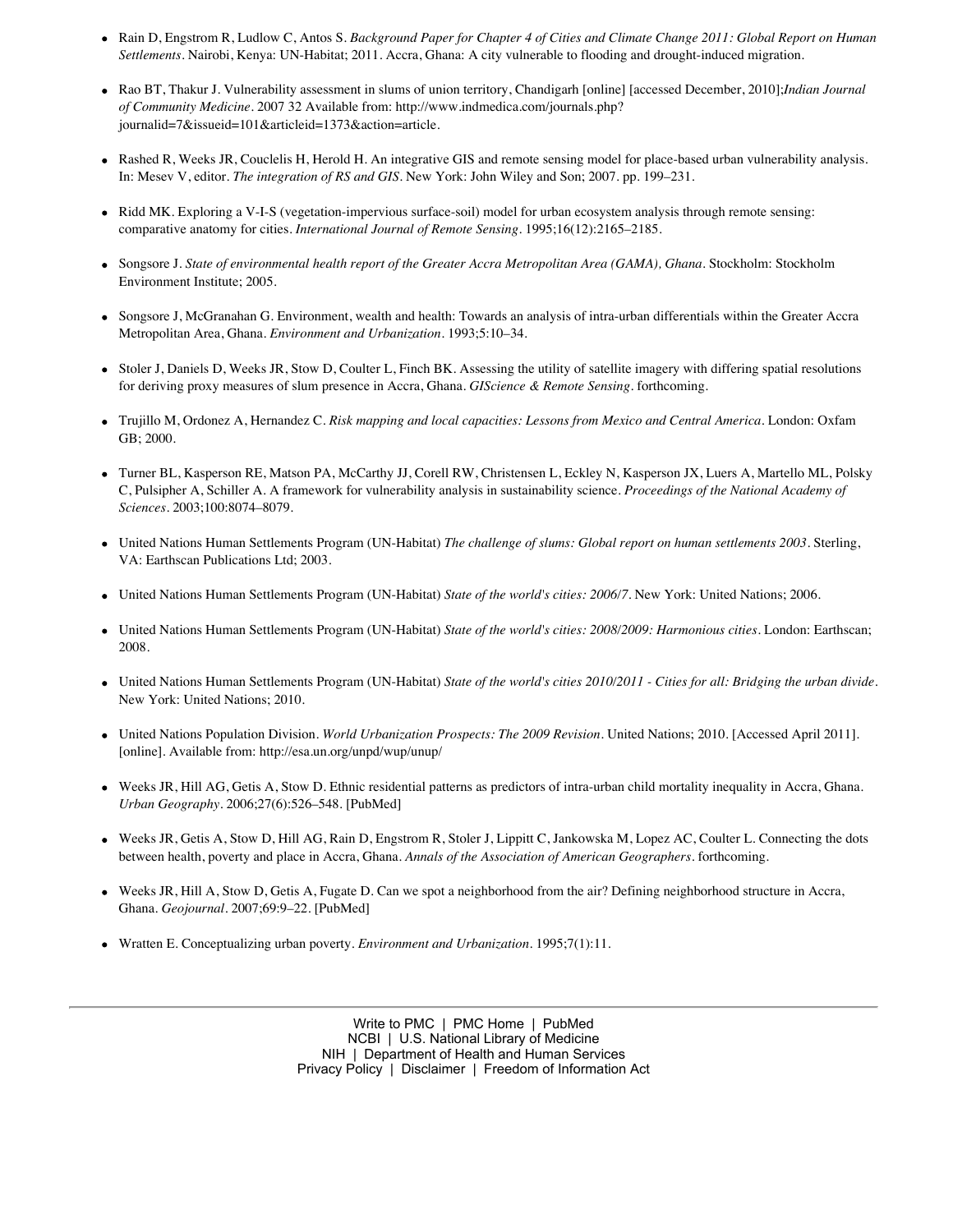- Rain D, Engstrom R, Ludlow C, Antos S. *Background Paper for Chapter 4 of Cities and Climate Change 2011: Global Report on Human Settlements*. Nairobi, Kenya: UN-Habitat; 2011. Accra, Ghana: A city vulnerable to flooding and drought-induced migration.
- Rao BT, Thakur J. Vulnerability assessment in slums of union territory, Chandigarh [online] [accessed December, 2010];*Indian Journal of Community Medicine*. 2007 32 Available from: http://www.indmedica.com/journals.php?journalid=7&issueid=101&articleid=1373&action=article.
- Rashed R, Weeks JR, Couclelis H, Herold H. An integrative GIS and remote sensing model for place-based urban vulnerability analysis. In: Mesev V, editor. *The integration of RS and GIS*. New York: John Wiley and Son; 2007. pp. 199–231.
- Ridd MK. Exploring a V-I-S (vegetation-impervious surface-soil) model for urban ecosystem analysis through remote sensing: comparative anatomy for cities. *International Journal of Remote Sensing*. 1995;16(12):2165–2185.
- Songsore J. *State of environmental health report of the Greater Accra Metropolitan Area (GAMA), Ghana*. Stockholm: Stockholm Environment Institute; 2005.
- Songsore J, McGranahan G. Environment, wealth and health: Towards an analysis of intra-urban differentials within the Greater Accra Metropolitan Area, Ghana. *Environment and Urbanization*. 1993;5:10–34.
- Stoler J, Daniels D, Weeks JR, Stow D, Coulter L, Finch BK. Assessing the utility of satellite imagery with differing spatial resolutions for deriving proxy measures of slum presence in Accra, Ghana. *GIScience & Remote Sensing*. forthcoming.
- Trujillo M, Ordonez A, Hernandez C. *Risk mapping and local capacities: Lessons from Mexico and Central America*. London: Oxfam GB; 2000.
- Turner BL, Kasperson RE, Matson PA, McCarthy JJ, Corell RW, Christensen L, Eckley N, Kasperson JX, Luers A, Martello ML, Polsky C, Pulsipher A, Schiller A. A framework for vulnerability analysis in sustainability science. *Proceedings of the National Academy of Sciences*. 2003;100:8074–8079.
- United Nations Human Settlements Program (UN-Habitat) *The challenge of slums: Global report on human settlements 2003*. Sterling, VA: Earthscan Publications Ltd; 2003.
- United Nations Human Settlements Program (UN-Habitat) *State of the world's cities: 2006/7*. New York: United Nations; 2006.
- United Nations Human Settlements Program (UN-Habitat) *State of the world's cities: 2008/2009: Harmonious cities*. London: Earthscan; 2008.
- United Nations Human Settlements Program (UN-Habitat) *State of the world's cities 2010/2011 - Cities for all: Bridging the urban divide*. New York: United Nations; 2010.
- United Nations Population Division. *World Urbanization Prospects: The 2009 Revision*. United Nations; 2010. [Accessed April 2011]. [online]. Available from: http://esa.un.org/unpd/wup/unup/
- Weeks JR, Hill AG, Getis A, Stow D. Ethnic residential patterns as predictors of intra-urban child mortality inequality in Accra, Ghana. *Urban Geography*. 2006;27(6):526–548. [PubMed]
- Weeks JR, Getis A, Stow D, Hill AG, Rain D, Engstrom R, Stoler J, Lippitt C, Jankowska M, Lopez AC, Coulter L. Connecting the dots between health, poverty and place in Accra, Ghana. *Annals of the Association of American Geographers*. forthcoming.
- Weeks JR, Hill A, Stow D, Getis A, Fugate D. Can we spot a neighborhood from the air? Defining neighborhood structure in Accra, Ghana. *Geojournal*. 2007;69:9–22. [PubMed]
- Wratten E. Conceptualizing urban poverty. *Environment and Urbanization*. 1995;7(1):11.